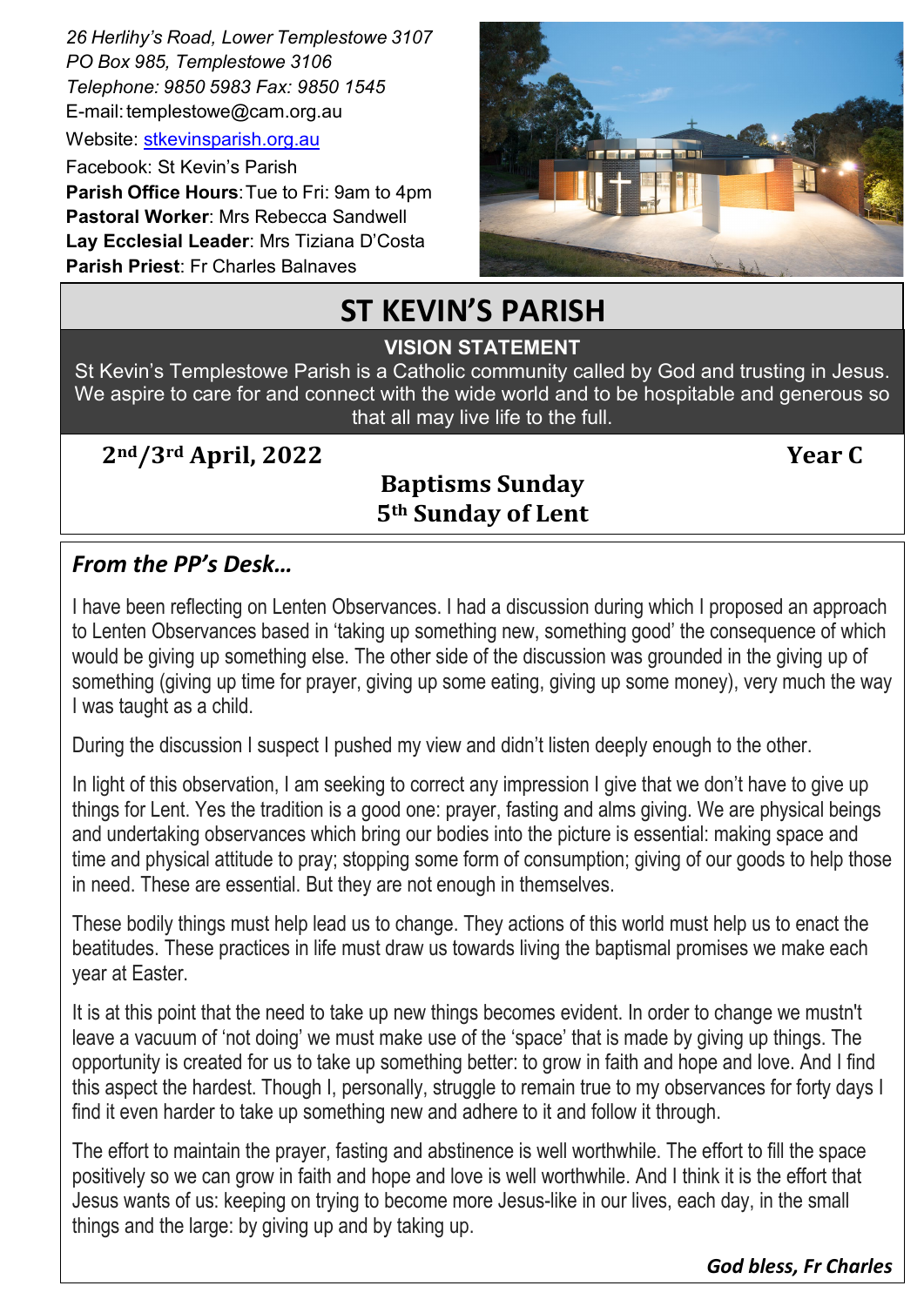*26 Herlihy's Road, Lower Templestowe 3107*
*PO Box 985, Templestowe 3106*
*Telephone: 9850 5983 Fax: 9850 1545*
E-mail: templestowe@cam.org.au
Website: stkevinsparish.org.au
Facebook: St Kevin's Parish
**Parish Office Hours**: Tue to Fri: 9am to 4pm
**Pastoral Worker**: Mrs Rebecca Sandwell
**Lay Ecclesial Leader**: Mrs Tiziana D'Costa
**Parish Priest**: Fr Charles Balnaves

# ST KEVIN'S PARISH

**VISION STATEMENT**

St Kevin's Templestowe Parish is a Catholic community called by God and trusting in Jesus. We aspire to care for and connect with the wide world and to be hospitable and generous so that all may live life to the full.

**2nd/3rd April, 2022** **Year C**

**Baptisms Sunday**
**5th Sunday of Lent**

## *From the PP's Desk…*

I have been reflecting on Lenten Observances. I had a discussion during which I proposed an approach to Lenten Observances based in 'taking up something new, something good' the consequence of which would be giving up something else. The other side of the discussion was grounded in the giving up of something (giving up time for prayer, giving up some eating, giving up some money), very much the way I was taught as a child.

During the discussion I suspect I pushed my view and didn't listen deeply enough to the other.

In light of this observation, I am seeking to correct any impression I give that we don't have to give up things for Lent. Yes the tradition is a good one: prayer, fasting and alms giving. We are physical beings and undertaking observances which bring our bodies into the picture is essential: making space and time and physical attitude to pray; stopping some form of consumption; giving of our goods to help those in need. These are essential. But they are not enough in themselves.

These bodily things must help lead us to change. They actions of this world must help us to enact the beatitudes. These practices in life must draw us towards living the baptismal promises we make each year at Easter.

It is at this point that the need to take up new things becomes evident. In order to change we mustn't leave a vacuum of 'not doing' we must make use of the 'space' that is made by giving up things. The opportunity is created for us to take up something better: to grow in faith and hope and love. And I find this aspect the hardest. Though I, personally, struggle to remain true to my observances for forty days I find it even harder to take up something new and adhere to it and follow it through.

The effort to maintain the prayer, fasting and abstinence is well worthwhile. The effort to fill the space positively so we can grow in faith and hope and love is well worthwhile. And I think it is the effort that Jesus wants of us: keeping on trying to become more Jesus-like in our lives, each day, in the small things and the large: by giving up and by taking up.

***God bless, Fr Charles***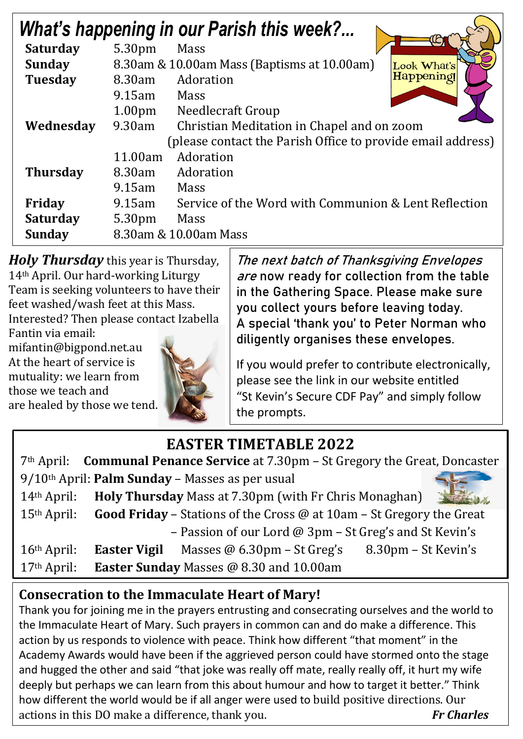# *What's happening in our Parish this week?...*

| | | |
|---|---|---|
| **Saturday** | 5.30pm | Mass |
| **Sunday** | 8.30am & 10.00am Mass (Baptisms at 10.00am) | |
| **Tuesday** | 8.30am | Adoration |
| | 9.15am | Mass |
| | 1.00pm | Needlecraft Group |
| **Wednesday** | 9.30am | Christian Meditation in Chapel and on zoom (please contact the Parish Office to provide email address) |
| | 11.00am | Adoration |
| **Thursday** | 8.30am | Adoration |
| | 9.15am | Mass |
| **Friday** | 9.15am | Service of the Word with Communion & Lent Reflection |
| **Saturday** | 5.30pm | Mass |
| **Sunday** | 8.30am & 10.00am Mass | |

***Holy Thursday*** this year is Thursday, 14th April. Our hard-working Liturgy Team is seeking volunteers to have their feet washed/wash feet at this Mass. Interested? Then please contact Izabella Fantin via email: mifantin@bigpond.net.au

At the heart of service is mutuality: we learn from those we teach and are healed by those we tend.

*The next batch of Thanksgiving Envelopes are* now ready for collection from the table in the Gathering Space. Please make sure you collect yours before leaving today. A special 'thank you' to Peter Norman who diligently organises these envelopes.

If you would prefer to contribute electronically, please see the link in our website entitled "St Kevin's Secure CDF Pay" and simply follow the prompts.

## EASTER TIMETABLE 2022

7th April: **Communal Penance Service** at 7.30pm – St Gregory the Great, Doncaster

9/10th April: **Palm Sunday** – Masses as per usual

14th April: **Holy Thursday** Mass at 7.30pm (with Fr Chris Monaghan)

15th April: **Good Friday** – Stations of the Cross @ at 10am – St Gregory the Great
– Passion of our Lord @ 3pm – St Greg's and St Kevin's

16th April: **Easter Vigil** Masses @ 6.30pm – St Greg's 8.30pm – St Kevin's

17th April: **Easter Sunday** Masses @ 8.30 and 10.00am

## Consecration to the Immaculate Heart of Mary!

Thank you for joining me in the prayers entrusting and consecrating ourselves and the world to the Immaculate Heart of Mary. Such prayers in common can and do make a difference. This action by us responds to violence with peace. Think how different "that moment" in the Academy Awards would have been if the aggrieved person could have stormed onto the stage and hugged the other and said "that joke was really off mate, really really off, it hurt my wife deeply but perhaps we can learn from this about humour and how to target it better." Think how different the world would be if all anger were used to build positive directions. Our actions in this DO make a difference, thank you.

***Fr Charles***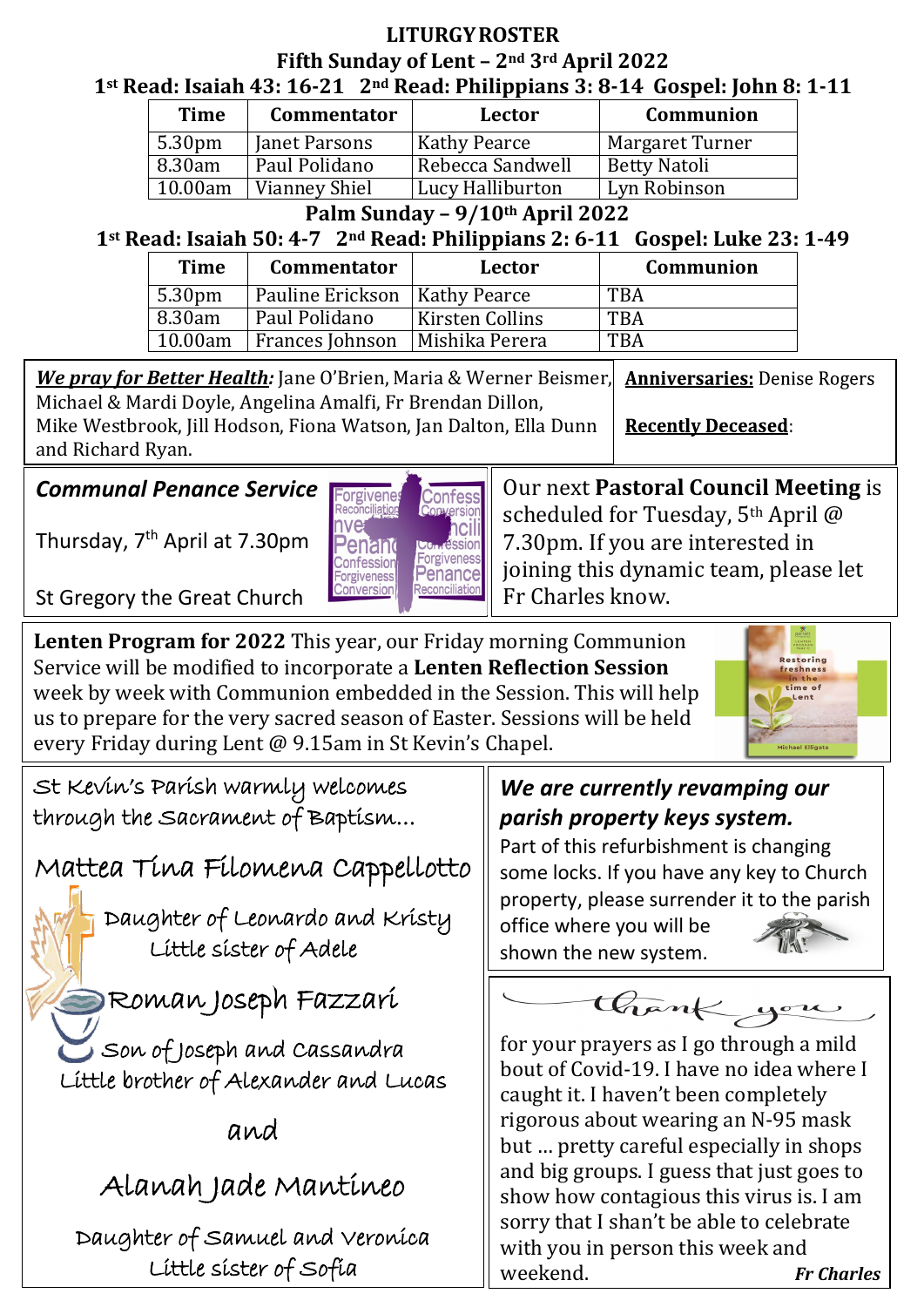# LITURGY ROSTER

## Fifth Sunday of Lent – 2nd 3rd April 2022

**1st Read: Isaiah 43: 16-21 2nd Read: Philippians 3: 8-14 Gospel: John 8: 1-11**

| Time | Commentator | Lector | Communion |
|---|---|---|---|
| 5.30pm | Janet Parsons | Kathy Pearce | Margaret Turner |
| 8.30am | Paul Polidano | Rebecca Sandwell | Betty Natoli |
| 10.00am | Vianney Shiel | Lucy Halliburton | Lyn Robinson |

## Palm Sunday – 9/10th April 2022

**1st Read: Isaiah 50: 4-7 2nd Read: Philippians 2: 6-11 Gospel: Luke 23: 1-49**

| Time | Commentator | Lector | Communion |
|---|---|---|---|
| 5.30pm | Pauline Erickson | Kathy Pearce | TBA |
| 8.30am | Paul Polidano | Kirsten Collins | TBA |
| 10.00am | Frances Johnson | Mishika Perera | TBA |

***We pray for Better Health:*** Jane O'Brien, Maria & Werner Beismer, Michael & Mardi Doyle, Angelina Amalfi, Fr Brendan Dillon, Mike Westbrook, Jill Hodson, Fiona Watson, Jan Dalton, Ella Dunn and Richard Ryan.

**Anniversaries:** Denise Rogers

**Recently Deceased**:

***Communal Penance Service***

Thursday, 7th April at 7.30pm

St Gregory the Great Church

Our next **Pastoral Council Meeting** is scheduled for Tuesday, 5th April @ 7.30pm. If you are interested in joining this dynamic team, please let Fr Charles know.

**Lenten Program for 2022** This year, our Friday morning Communion Service will be modified to incorporate a **Lenten Reflection Session** week by week with Communion embedded in the Session. This will help us to prepare for the very sacred season of Easter. Sessions will be held every Friday during Lent @ 9.15am in St Kevin's Chapel.

St Kevin's Parish warmly welcomes through the Sacrament of Baptism…

Mattea Tina Filomena Cappellotto

Daughter of Leonardo and Kristy
Little sister of Adele

Roman Joseph Fazzari

Son of Joseph and Cassandra
Little brother of Alexander and Lucas

and

Alanah Jade Mantineo

Daughter of Samuel and Veronica
Little sister of Sofia

***We are currently revamping our parish property keys system.***

Part of this refurbishment is changing some locks. If you have any key to Church property, please surrender it to the parish office where you will be shown the new system.

Thank you

for your prayers as I go through a mild bout of Covid-19. I have no idea where I caught it. I haven't been completely rigorous about wearing an N-95 mask but … pretty careful especially in shops and big groups. I guess that just goes to show how contagious this virus is. I am sorry that I shan't be able to celebrate with you in person this week and weekend. ***Fr Charles***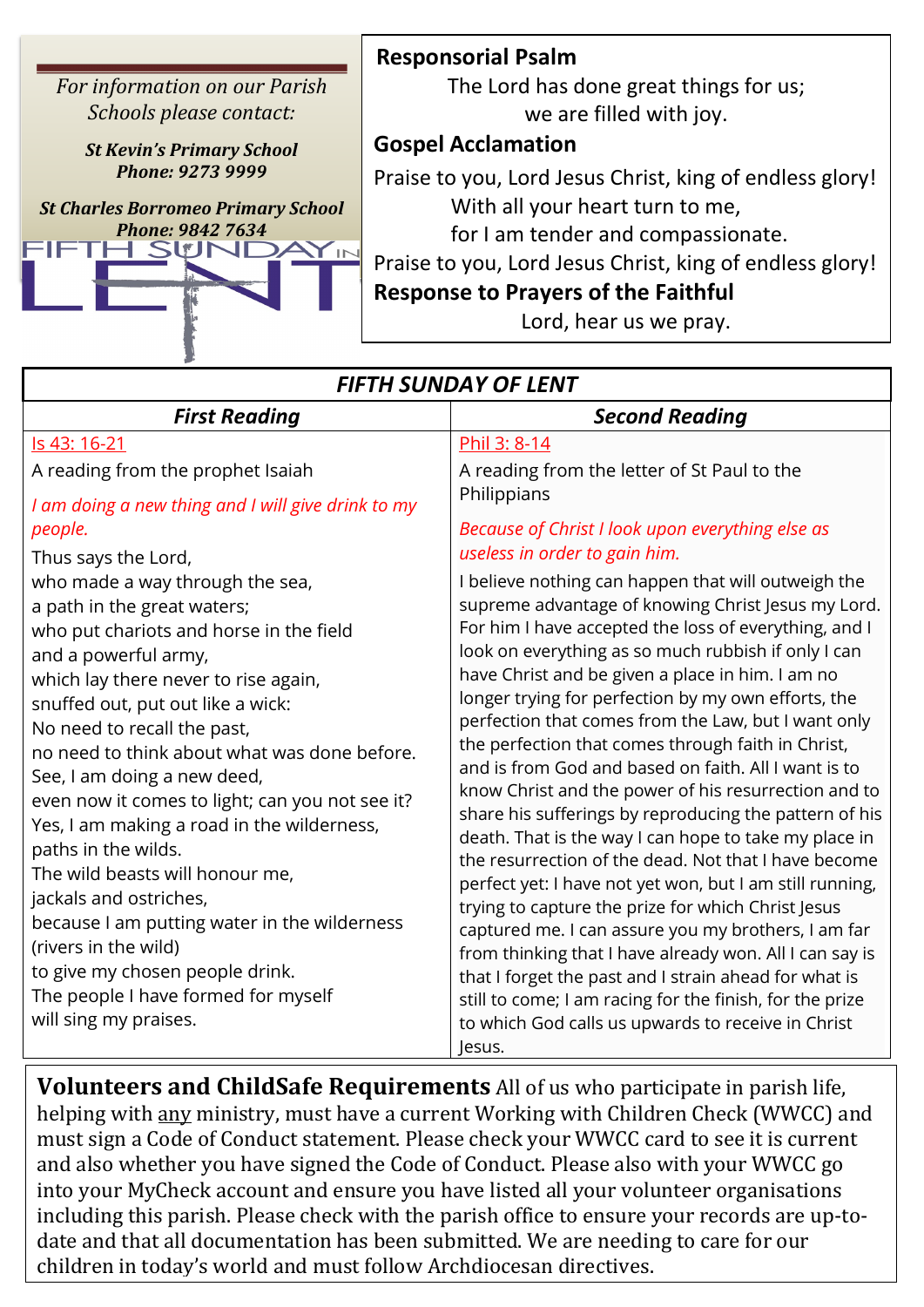*For information on our Parish Schools please contact:*

***St Kevin's Primary School***
***Phone: 9273 9999***

***St Charles Borromeo Primary School***
***Phone: 9842 7634***

FIFTH SUNDAY IN LENT

**Responsorial Psalm**

The Lord has done great things for us;
we are filled with joy.

**Gospel Acclamation**

Praise to you, Lord Jesus Christ, king of endless glory!
With all your heart turn to me,
for I am tender and compassionate.
Praise to you, Lord Jesus Christ, king of endless glory!

**Response to Prayers of the Faithful**

Lord, hear us we pray.

## *FIFTH SUNDAY OF LENT*

### *First Reading*

Is 43: 16-21

A reading from the prophet Isaiah

*I am doing a new thing and I will give drink to my people.*

Thus says the Lord,
who made a way through the sea,
a path in the great waters;
who put chariots and horse in the field
and a powerful army,
which lay there never to rise again,
snuffed out, put out like a wick:
No need to recall the past,
no need to think about what was done before.
See, I am doing a new deed,
even now it comes to light; can you not see it?
Yes, I am making a road in the wilderness,
paths in the wilds.
The wild beasts will honour me,
jackals and ostriches,
because I am putting water in the wilderness
(rivers in the wild)
to give my chosen people drink.
The people I have formed for myself
will sing my praises.

### *Second Reading*

Phil 3: 8-14

A reading from the letter of St Paul to the Philippians

*Because of Christ I look upon everything else as useless in order to gain him.*

I believe nothing can happen that will outweigh the supreme advantage of knowing Christ Jesus my Lord. For him I have accepted the loss of everything, and I look on everything as so much rubbish if only I can have Christ and be given a place in him. I am no longer trying for perfection by my own efforts, the perfection that comes from the Law, but I want only the perfection that comes through faith in Christ, and is from God and based on faith. All I want is to know Christ and the power of his resurrection and to share his sufferings by reproducing the pattern of his death. That is the way I can hope to take my place in the resurrection of the dead. Not that I have become perfect yet: I have not yet won, but I am still running, trying to capture the prize for which Christ Jesus captured me. I can assure you my brothers, I am far from thinking that I have already won. All I can say is that I forget the past and I strain ahead for what is still to come; I am racing for the finish, for the prize to which God calls us upwards to receive in Christ Jesus.

**Volunteers and ChildSafe Requirements** All of us who participate in parish life, helping with <u>any</u> ministry, must have a current Working with Children Check (WWCC) and must sign a Code of Conduct statement. Please check your WWCC card to see it is current and also whether you have signed the Code of Conduct. Please also with your WWCC go into your MyCheck account and ensure you have listed all your volunteer organisations including this parish. Please check with the parish office to ensure your records are up-to-date and that all documentation has been submitted. We are needing to care for our children in today's world and must follow Archdiocesan directives.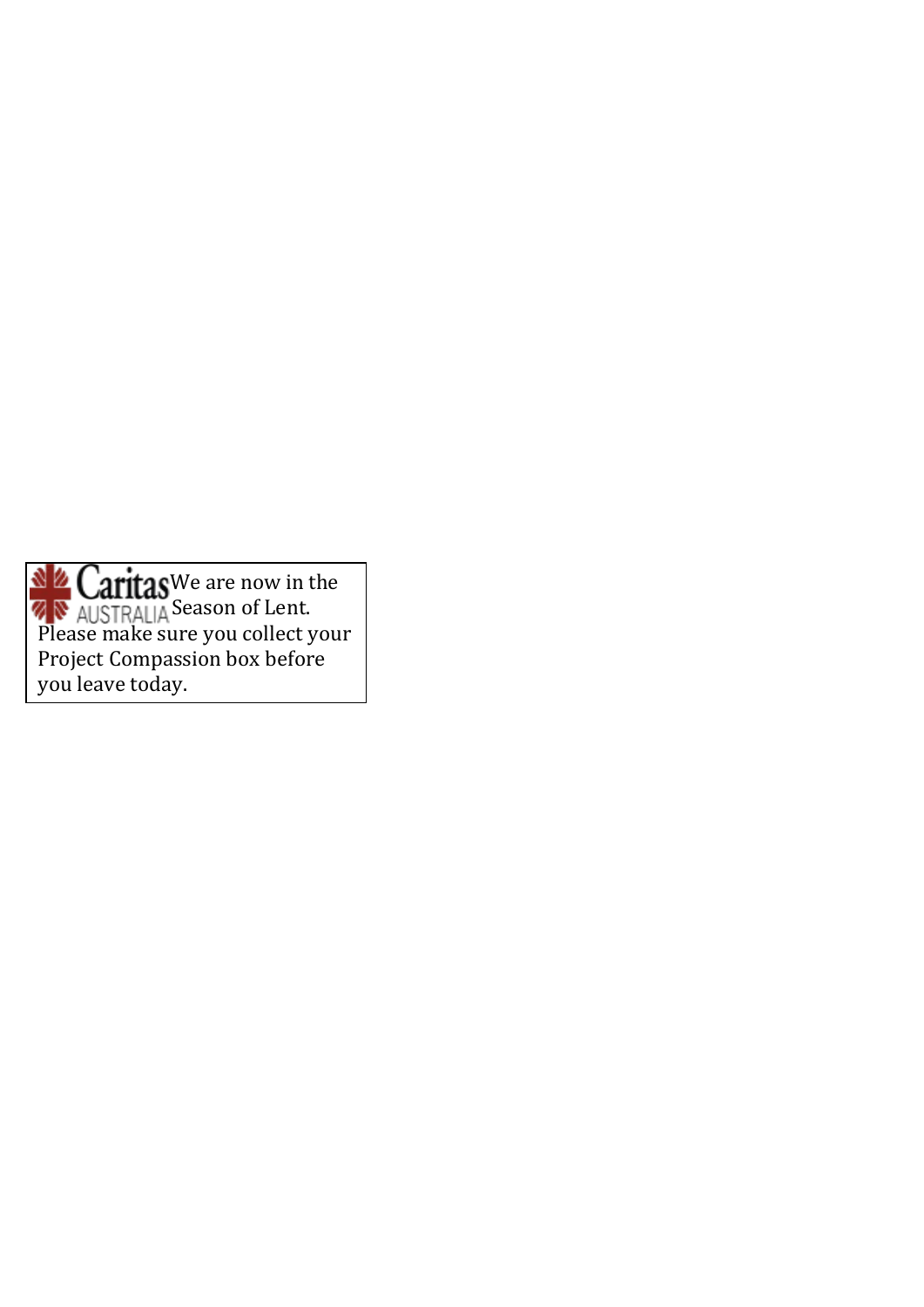Caritas AUSTRALIA We are now in the Season of Lent. Please make sure you collect your Project Compassion box before you leave today.